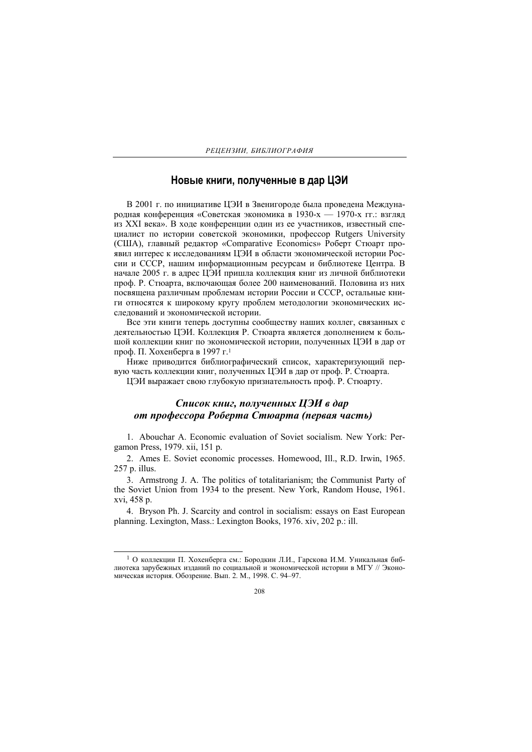## Новые книги, полученные в дар ЦЭИ

В 2001 г. по инициативе ЦЭИ в Звенигороде была проведена Международная конференция «Советская экономика в 1930-х — 1970-х гг.: взгляд из XXI века». В ходе конференции один из ее участников, известный специалист по истории советской экономики, профессор Rutgers University (США), главный редактор «Comparative Economics» Роберт Стюарт проявил интерес к исследованиям ЦЭИ в области экономической истории России и СССР, нашим информационным ресурсам и библиотеке Центра. В начале 2005 г. в адрес ЦЭИ пришла коллекция книг из личной библиотеки проф. Р. Стюарта, включающая более 200 наименований. Половина из них посвящена различным проблемам истории России и СССР, остальные книги относятся к широкому кругу проблем методологии экономических исследований и экономической истории.

Все эти книги теперь доступны сообществу наших коллег, связанных с деятельностью ЦЭИ. Коллекция Р. Стюарта является дополнением к большой коллекции книг по экономической истории, полученных ЦЭИ в дар от проф. П. Хохенберга в 1997 г.[1]

Ниже приводится библиографический список, характеризующий первую часть коллекции книг, полученных ЦЭИ в дар от проф. Р. Стюарта.

ЦЭИ выражает свою глубокую признательность проф. Р. Стюарту.

### *Список книг, полученных ЦЭИ в дар от профессора Роберта Стюарта (первая часть)*

1. Abouchar A. Economic evaluation of Soviet socialism. New York: Pergamon Press, 1979. xii, 151 p.

2. Ames E. Soviet economic processes. Homewood, Ill., R.D. Irwin, 1965. 257 p. illus.

3. Armstrong J. A. The politics of totalitarianism; the Communist Party of the Soviet Union from 1934 to the present. New York, Random House, 1961. xvi, 458 p.

4. Bryson Ph. J. Scarcity and control in socialism: essays on East European planning. Lexington, Mass.: Lexington Books, 1976. xiv, 202 p.: ill.

---

[1] О коллекции П. Хохенберга см.: Бородкин Л.И., Гарскова И.М. Уникальная библиотека зарубежных изданий по социальной и экономической истории в МГУ // Экономическая история. Обозрение. Вып. 2. М., 1998. С. 94–97.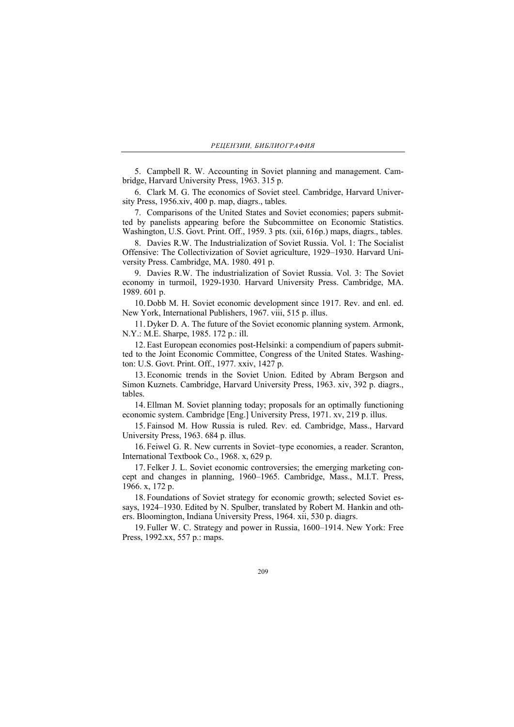5. Campbell R. W. Accounting in Soviet planning and management. Cambridge, Harvard University Press, 1963. 315 p.

6. Clark M. G. The economics of Soviet steel. Cambridge, Harvard University Press, 1956.xiv, 400 p. map, diagrs., tables.

7. Comparisons of the United States and Soviet economies; papers submitted by panelists appearing before the Subcommittee on Economic Statistics. Washington, U.S. Govt. Print. Off., 1959. 3 pts. (xii, 616p.) maps, diagrs., tables.

8. Davies R.W. The Industrialization of Soviet Russia. Vol. 1: The Socialist Offensive: The Collectivization of Soviet agriculture, 1929–1930. Harvard University Press. Cambridge, MA. 1980. 491 p.

9. Davies R.W. The industrialization of Soviet Russia. Vol. 3: The Soviet economy in turmoil, 1929-1930. Harvard University Press. Cambridge, MA. 1989. 601 p.

10. Dobb M. H. Soviet economic development since 1917. Rev. and enl. ed. New York, International Publishers, 1967. viii, 515 p. illus.

11. Dyker D. A. The future of the Soviet economic planning system. Armonk, N.Y.: M.E. Sharpe, 1985. 172 p.: ill.

12. East European economies post-Helsinki: a compendium of papers submitted to the Joint Economic Committee, Congress of the United States. Washington: U.S. Govt. Print. Off., 1977. xxiv, 1427 p.

13. Economic trends in the Soviet Union. Edited by Abram Bergson and Simon Kuznets. Cambridge, Harvard University Press, 1963. xiv, 392 p. diagrs., tables.

14. Ellman M. Soviet planning today; proposals for an optimally functioning economic system. Cambridge [Eng.] University Press, 1971. xv, 219 p. illus.

15. Fainsod M. How Russia is ruled. Rev. ed. Cambridge, Mass., Harvard University Press, 1963. 684 p. illus.

16. Feiwel G. R. New currents in Soviet–type economies, a reader. Scranton, International Textbook Co., 1968. x, 629 p.

17. Felker J. L. Soviet economic controversies; the emerging marketing concept and changes in planning, 1960–1965. Cambridge, Mass., M.I.T. Press, 1966. x, 172 p.

18. Foundations of Soviet strategy for economic growth; selected Soviet essays, 1924–1930. Edited by N. Spulber, translated by Robert M. Hankin and others. Bloomington, Indiana University Press, 1964. xii, 530 p. diagrs.

19. Fuller W. C. Strategy and power in Russia, 1600–1914. New York: Free Press, 1992.xx, 557 p.: maps.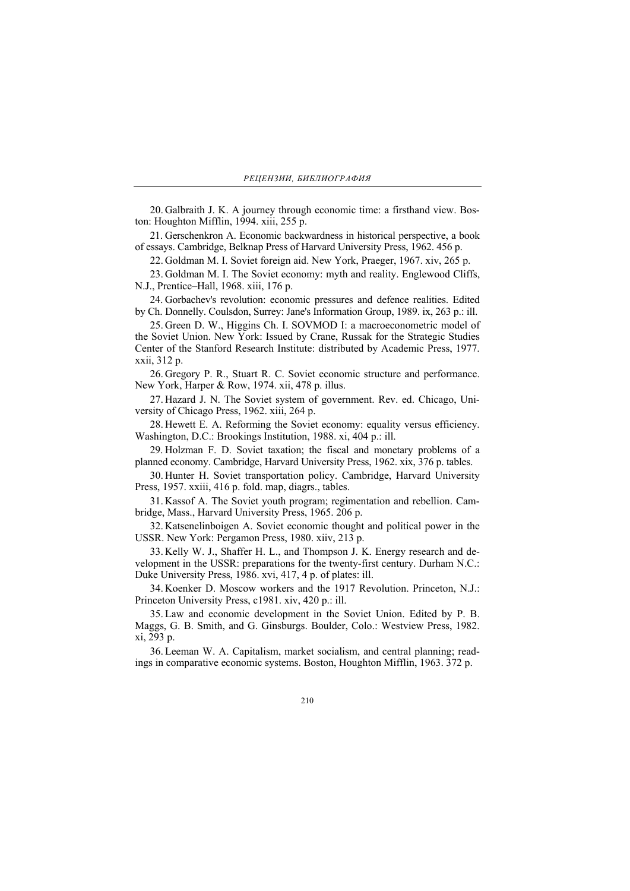20. Galbraith J. K. A journey through economic time: a firsthand view. Boston: Houghton Mifflin, 1994. xiii, 255 p.

21. Gerschenkron A. Economic backwardness in historical perspective, a book of essays. Cambridge, Belknap Press of Harvard University Press, 1962. 456 p.

22. Goldman M. I. Soviet foreign aid. New York, Praeger, 1967. xiv, 265 p.

23. Goldman M. I. The Soviet economy: myth and reality. Englewood Cliffs, N.J., Prentice–Hall, 1968. xiii, 176 p.

24. Gorbachev's revolution: economic pressures and defence realities. Edited by Ch. Donnelly. Coulsdon, Surrey: Jane's Information Group, 1989. ix, 263 p.: ill.

25. Green D. W., Higgins Ch. I. SOVMOD I: a macroeconometric model of the Soviet Union. New York: Issued by Crane, Russak for the Strategic Studies Center of the Stanford Research Institute: distributed by Academic Press, 1977. xxii, 312 p.

26. Gregory P. R., Stuart R. C. Soviet economic structure and performance. New York, Harper & Row, 1974. xii, 478 p. illus.

27. Hazard J. N. The Soviet system of government. Rev. ed. Chicago, University of Chicago Press, 1962. xiii, 264 p.

28. Hewett E. A. Reforming the Soviet economy: equality versus efficiency. Washington, D.C.: Brookings Institution, 1988. xi, 404 p.: ill.

29. Holzman F. D. Soviet taxation; the fiscal and monetary problems of a planned economy. Cambridge, Harvard University Press, 1962. xix, 376 p. tables.

30. Hunter H. Soviet transportation policy. Cambridge, Harvard University Press, 1957. xxiii, 416 p. fold. map, diagrs., tables.

31. Kassof A. The Soviet youth program; regimentation and rebellion. Cambridge, Mass., Harvard University Press, 1965. 206 p.

32. Katsenelinboigen A. Soviet economic thought and political power in the USSR. New York: Pergamon Press, 1980. xiiv, 213 p.

33. Kelly W. J., Shaffer H. L., and Thompson J. K. Energy research and development in the USSR: preparations for the twenty-first century. Durham N.C.: Duke University Press, 1986. xvi, 417, 4 p. of plates: ill.

34. Koenker D. Moscow workers and the 1917 Revolution. Princeton, N.J.: Princeton University Press, c1981. xiv, 420 p.: ill.

35. Law and economic development in the Soviet Union. Edited by P. B. Maggs, G. B. Smith, and G. Ginsburgs. Boulder, Colo.: Westview Press, 1982. xi, 293 p.

36. Leeman W. A. Capitalism, market socialism, and central planning; readings in comparative economic systems. Boston, Houghton Mifflin, 1963. 372 p.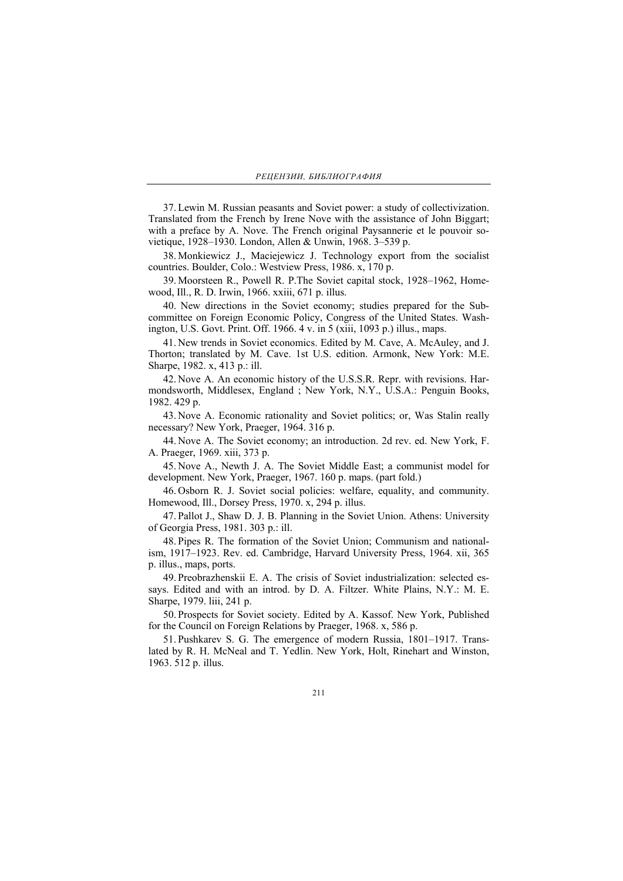37. Lewin M. Russian peasants and Soviet power: a study of collectivization. Translated from the French by Irene Nove with the assistance of John Biggart; with a preface by A. Nove. The French original Paysannerie et le pouvoir sovietique, 1928–1930. London, Allen & Unwin, 1968. 3–539 p.

38. Monkiewicz J., Maciejewicz J. Technology export from the socialist countries. Boulder, Colo.: Westview Press, 1986. x, 170 p.

39. Moorsteen R., Powell R. P.The Soviet capital stock, 1928–1962, Homewood, Ill., R. D. Irwin, 1966. xxiii, 671 p. illus.

40. New directions in the Soviet economy; studies prepared for the Subcommittee on Foreign Economic Policy, Congress of the United States. Washington, U.S. Govt. Print. Off. 1966. 4 v. in 5 (xiii, 1093 p.) illus., maps.

41. New trends in Soviet economics. Edited by M. Cave, A. McAuley, and J. Thorton; translated by M. Cave. 1st U.S. edition. Armonk, New York: M.E. Sharpe, 1982. x, 413 p.: ill.

42. Nove A. An economic history of the U.S.S.R. Repr. with revisions. Harmondsworth, Middlesex, England ; New York, N.Y., U.S.A.: Penguin Books, 1982. 429 p.

43. Nove A. Economic rationality and Soviet politics; or, Was Stalin really necessary? New York, Praeger, 1964. 316 p.

44. Nove A. The Soviet economy; an introduction. 2d rev. ed. New York, F. A. Praeger, 1969. xiii, 373 p.

45. Nove A., Newth J. A. The Soviet Middle East; a communist model for development. New York, Praeger, 1967. 160 p. maps. (part fold.)

46. Osborn R. J. Soviet social policies: welfare, equality, and community. Homewood, Ill., Dorsey Press, 1970. x, 294 p. illus.

47. Pallot J., Shaw D. J. B. Planning in the Soviet Union. Athens: University of Georgia Press, 1981. 303 p.: ill.

48. Pipes R. The formation of the Soviet Union; Communism and nationalism, 1917–1923. Rev. ed. Cambridge, Harvard University Press, 1964. xii, 365 p. illus., maps, ports.

49. Preobrazhenskii E. A. The crisis of Soviet industrialization: selected essays. Edited and with an introd. by D. A. Filtzer. White Plains, N.Y.: M. E. Sharpe, 1979. liii, 241 p.

50. Prospects for Soviet society. Edited by A. Kassof. New York, Published for the Council on Foreign Relations by Praeger, 1968. x, 586 p.

51. Pushkarev S. G. The emergence of modern Russia, 1801–1917. Translated by R. H. McNeal and T. Yedlin. New York, Holt, Rinehart and Winston, 1963. 512 p. illus.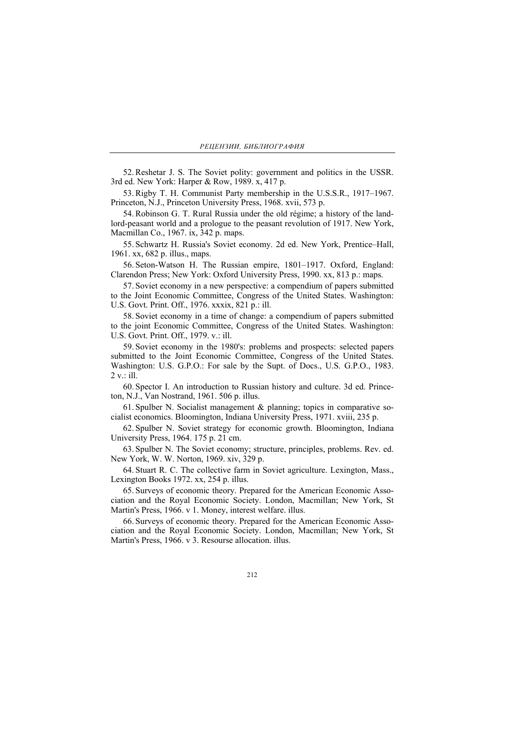52. Reshetar J. S. The Soviet polity: government and politics in the USSR. 3rd ed. New York: Harper & Row, 1989. x, 417 p.

53. Rigby T. H. Communist Party membership in the U.S.S.R., 1917–1967. Princeton, N.J., Princeton University Press, 1968. xvii, 573 p.

54. Robinson G. T. Rural Russia under the old régime; a history of the landlord-peasant world and a prologue to the peasant revolution of 1917. New York, Macmillan Co., 1967. ix, 342 p. maps.

55. Schwartz H. Russia's Soviet economy. 2d ed. New York, Prentice–Hall, 1961. xx, 682 p. illus., maps.

56. Seton-Watson H. The Russian empire, 1801–1917. Oxford, England: Clarendon Press; New York: Oxford University Press, 1990. xx, 813 p.: maps.

57. Soviet economy in a new perspective: a compendium of papers submitted to the Joint Economic Committee, Congress of the United States. Washington: U.S. Govt. Print. Off., 1976. xxxix, 821 p.: ill.

58. Soviet economy in a time of change: a compendium of papers submitted to the joint Economic Committee, Congress of the United States. Washington: U.S. Govt. Print. Off., 1979. v.: ill.

59. Soviet economy in the 1980's: problems and prospects: selected papers submitted to the Joint Economic Committee, Congress of the United States. Washington: U.S. G.P.O.: For sale by the Supt. of Docs., U.S. G.P.O., 1983. 2 v.: ill.

60. Spector I. An introduction to Russian history and culture. 3d ed. Princeton, N.J., Van Nostrand, 1961. 506 p. illus.

61. Spulber N. Socialist management & planning; topics in comparative socialist economics. Bloomington, Indiana University Press, 1971. xviii, 235 p.

62. Spulber N. Soviet strategy for economic growth. Bloomington, Indiana University Press, 1964. 175 p. 21 cm.

63. Spulber N. The Soviet economy; structure, principles, problems. Rev. ed. New York, W. W. Norton, 1969. xiv, 329 p.

64. Stuart R. C. The collective farm in Soviet agriculture. Lexington, Mass., Lexington Books 1972. xx, 254 p. illus.

65. Surveys of economic theory. Prepared for the American Economic Association and the Royal Economic Society. London, Macmillan; New York, St Martin's Press, 1966. v 1. Money, interest welfare. illus.

66. Surveys of economic theory. Prepared for the American Economic Association and the Royal Economic Society. London, Macmillan; New York, St Martin's Press, 1966. v 3. Resourse allocation. illus.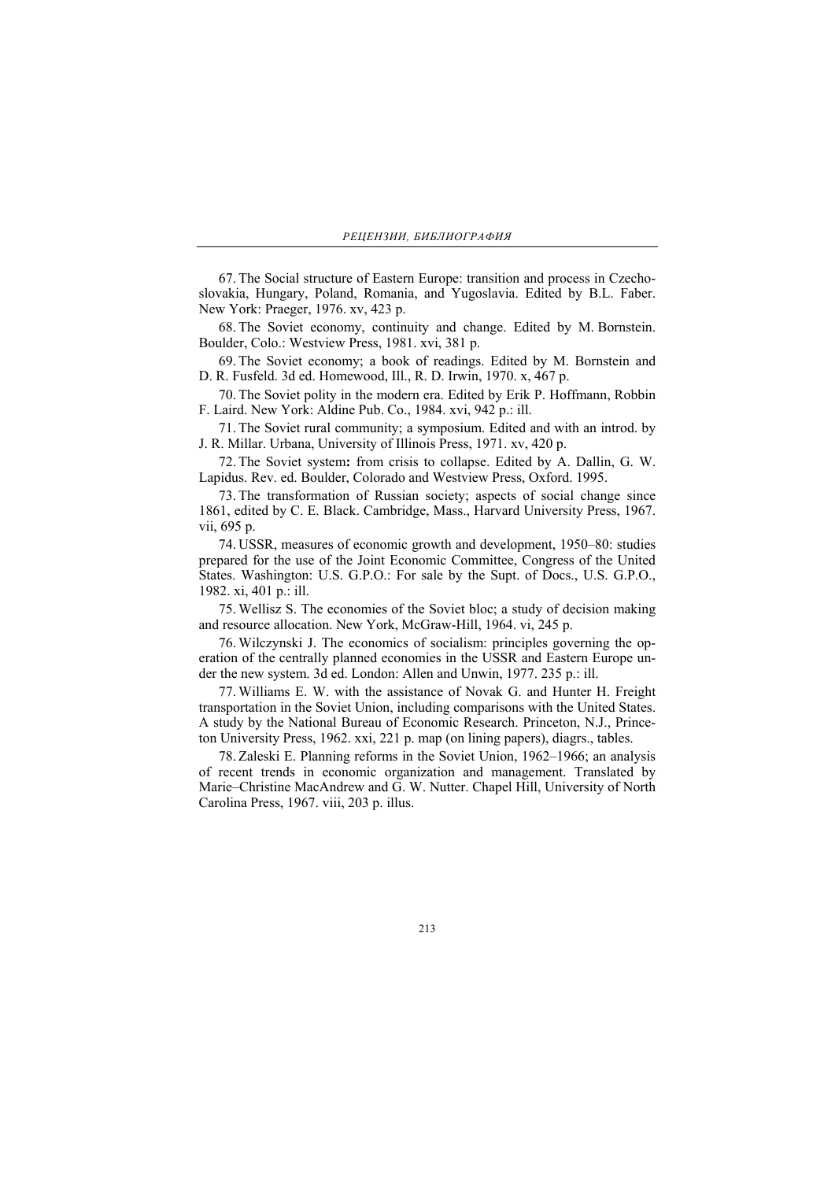67. The Social structure of Eastern Europe: transition and process in Czechoslovakia, Hungary, Poland, Romania, and Yugoslavia. Edited by B.L. Faber. New York: Praeger, 1976. xv, 423 p.

68. The Soviet economy, continuity and change. Edited by M. Bornstein. Boulder, Colo.: Westview Press, 1981. xvi, 381 p.

69. The Soviet economy; a book of readings. Edited by M. Bornstein and D. R. Fusfeld. 3d ed. Homewood, Ill., R. D. Irwin, 1970. x, 467 p.

70. The Soviet polity in the modern era. Edited by Erik P. Hoffmann, Robbin F. Laird. New York: Aldine Pub. Co., 1984. xvi, 942 p.: ill.

71. The Soviet rural community; a symposium. Edited and with an introd. by J. R. Millar. Urbana, University of Illinois Press, 1971. xv, 420 p.

72. The Soviet system**:** from crisis to collapse. Edited by A. Dallin, G. W. Lapidus. Rev. ed. Boulder, Colorado and Westview Press, Oxford. 1995.

73. The transformation of Russian society; aspects of social change since 1861, edited by C. E. Black. Cambridge, Mass., Harvard University Press, 1967. vii, 695 p.

74. USSR, measures of economic growth and development, 1950–80: studies prepared for the use of the Joint Economic Committee, Congress of the United States. Washington: U.S. G.P.O.: For sale by the Supt. of Docs., U.S. G.P.O., 1982. xi, 401 p.: ill.

75. Wellisz S. The economies of the Soviet bloc; a study of decision making and resource allocation. New York, McGraw-Hill, 1964. vi, 245 p.

76. Wilczynski J. The economics of socialism: principles governing the operation of the centrally planned economies in the USSR and Eastern Europe under the new system. 3d ed. London: Allen and Unwin, 1977. 235 p.: ill.

77. Williams E. W. with the assistance of Novak G. and Hunter H. Freight transportation in the Soviet Union, including comparisons with the United States. A study by the National Bureau of Economic Research. Princeton, N.J., Princeton University Press, 1962. xxi, 221 p. map (on lining papers), diagrs., tables.

78. Zaleski E. Planning reforms in the Soviet Union, 1962–1966; an analysis of recent trends in economic organization and management. Translated by Marie–Christine MacAndrew and G. W. Nutter. Chapel Hill, University of North Carolina Press, 1967. viii, 203 p. illus.